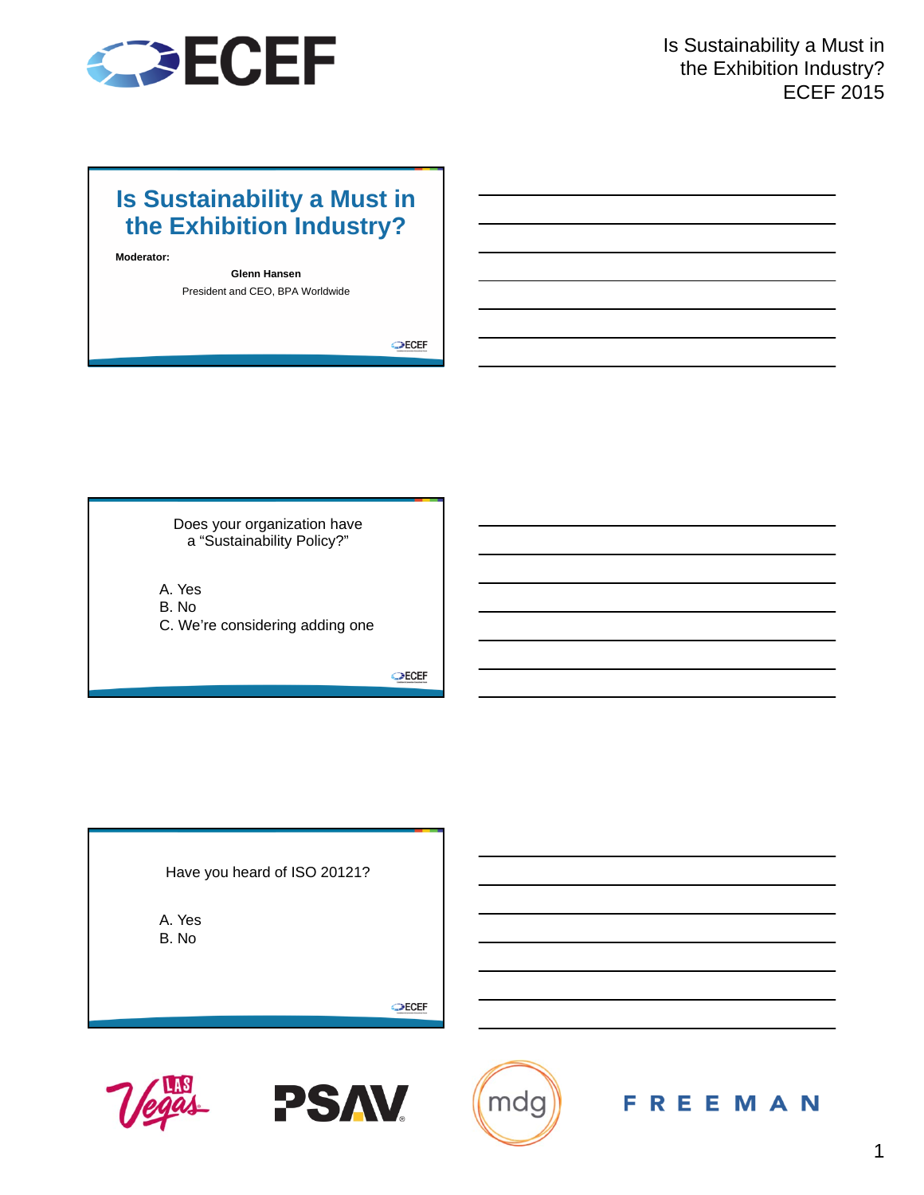# Is Sustainability a Must in the Exhibition Industry?

**Moderator:**

**Glenn Hansen**
President and CEO, BPA Worldwide

---

Does your organization have a "Sustainability Policy?"

A. Yes
B. No
C. We're considering adding one

---

Have you heard of ISO 20121?

A. Yes
B. No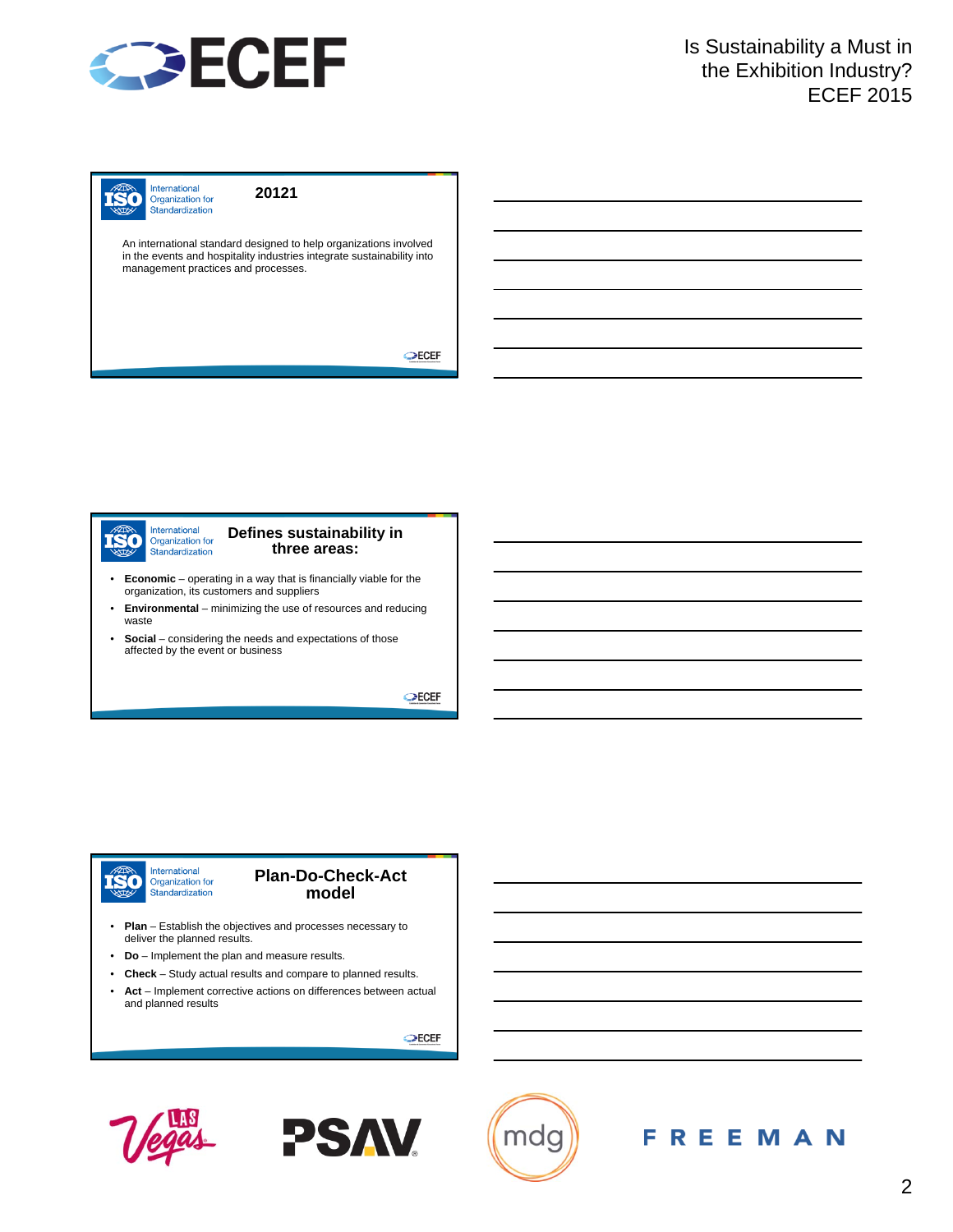## 20121

An international standard designed to help organizations involved in the events and hospitality industries integrate sustainability into management practices and processes.

## Defines sustainability in three areas:

- **Economic** – operating in a way that is financially viable for the organization, its customers and suppliers
- **Environmental** – minimizing the use of resources and reducing waste
- **Social** – considering the needs and expectations of those affected by the event or business

## Plan-Do-Check-Act model

- **Plan** – Establish the objectives and processes necessary to deliver the planned results.
- **Do** – Implement the plan and measure results.
- **Check** – Study actual results and compare to planned results.
- **Act** – Implement corrective actions on differences between actual and planned results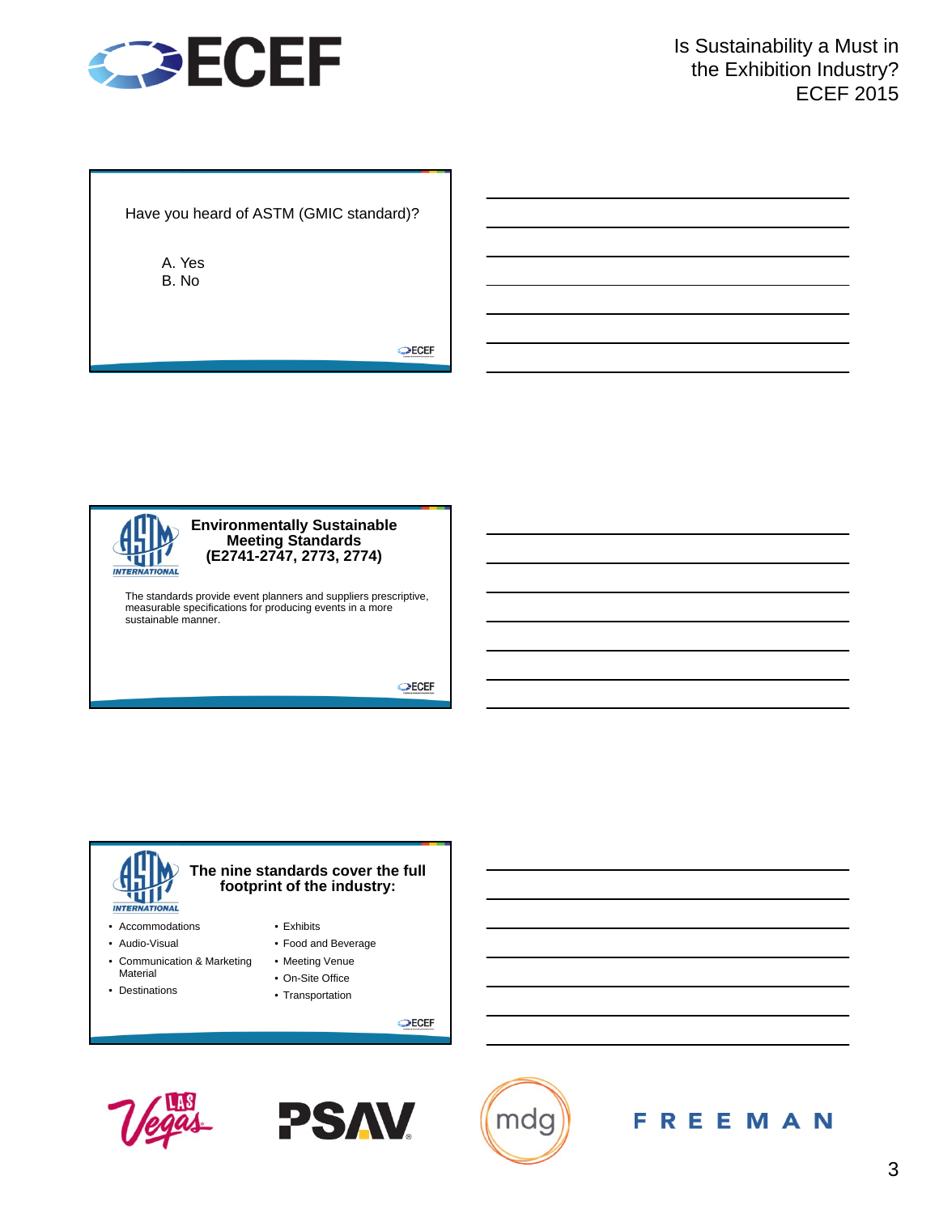Have you heard of ASTM (GMIC standard)?

A. Yes
B. No

## Environmentally Sustainable Meeting Standards (E2741-2747, 2773, 2774)

The standards provide event planners and suppliers prescriptive, measurable specifications for producing events in a more sustainable manner.

## The nine standards cover the full footprint of the industry:

- Accommodations
- Audio-Visual
- Communication & Marketing Material
- Destinations
- Exhibits
- Food and Beverage
- Meeting Venue
- On-Site Office
- Transportation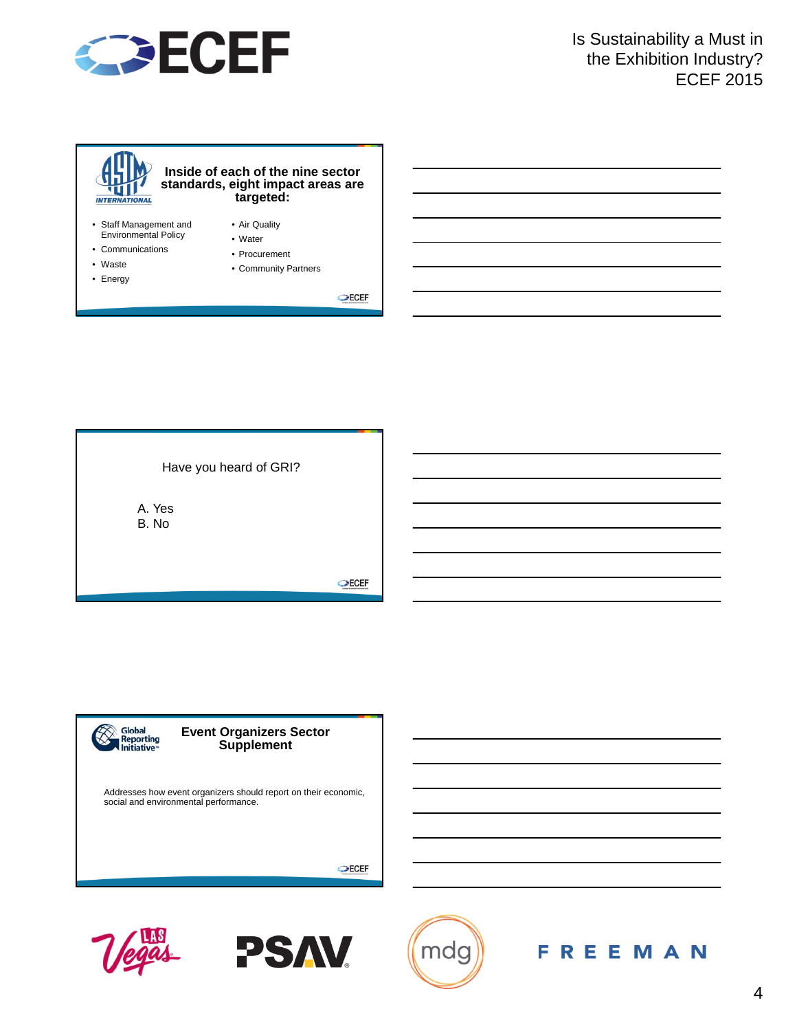### Inside of each of the nine sector standards, eight impact areas are targeted:

- Staff Management and Environmental Policy
- Communications
- Waste
- Energy
- Air Quality
- Water
- Procurement
- Community Partners

---

Have you heard of GRI?

A. Yes
B. No

---

### Event Organizers Sector Supplement

Addresses how event organizers should report on their economic, social and environmental performance.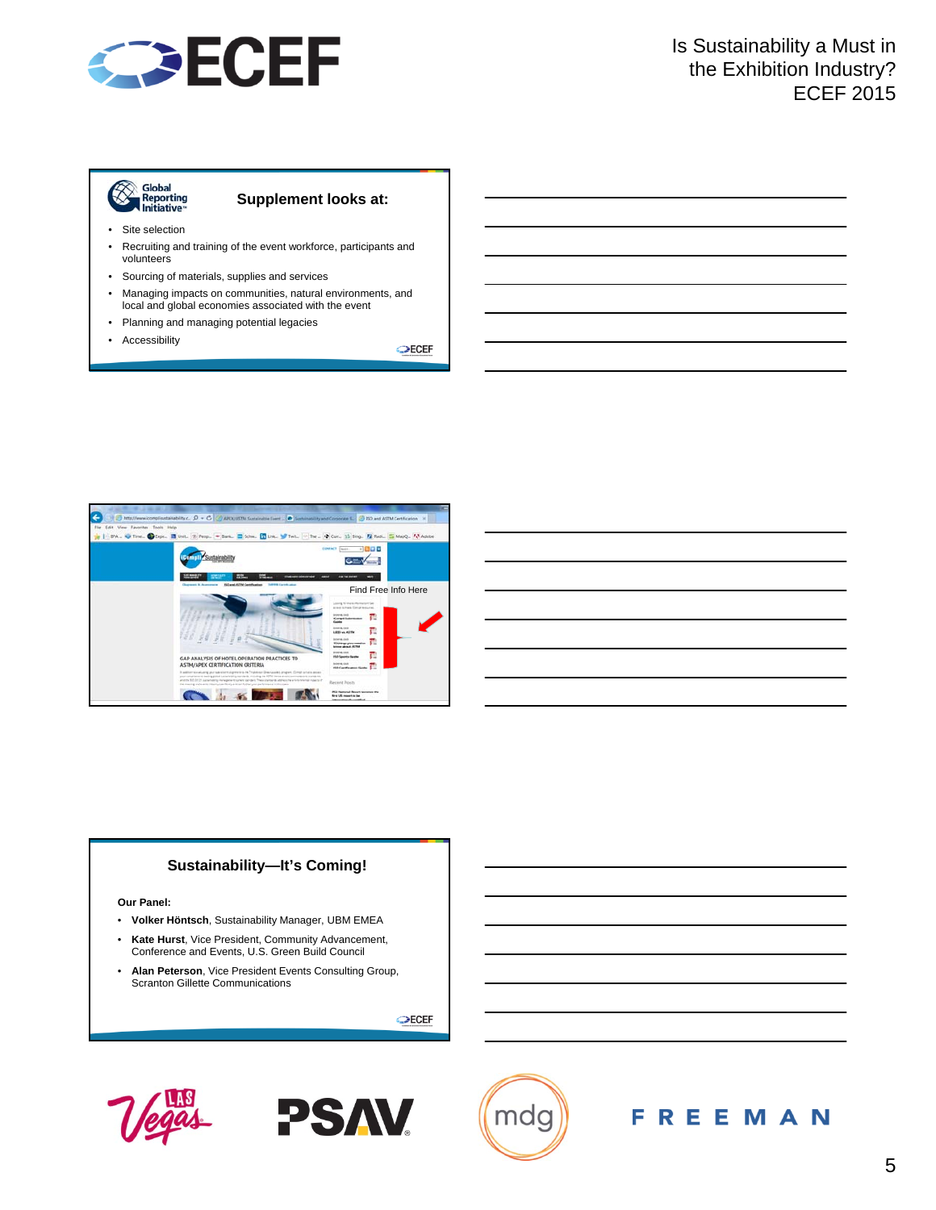## Supplement looks at:

- Site selection
- Recruiting and training of the event workforce, participants and volunteers
- Sourcing of materials, supplies and services
- Managing impacts on communities, natural environments, and local and global economies associated with the event
- Planning and managing potential legacies
- Accessibility

Find Free Info Here

## Sustainability—It's Coming!

**Our Panel:**

- **Volker Höntsch**, Sustainability Manager, UBM EMEA
- **Kate Hurst**, Vice President, Community Advancement, Conference and Events, U.S. Green Build Council
- **Alan Peterson**, Vice President Events Consulting Group, Scranton Gillette Communications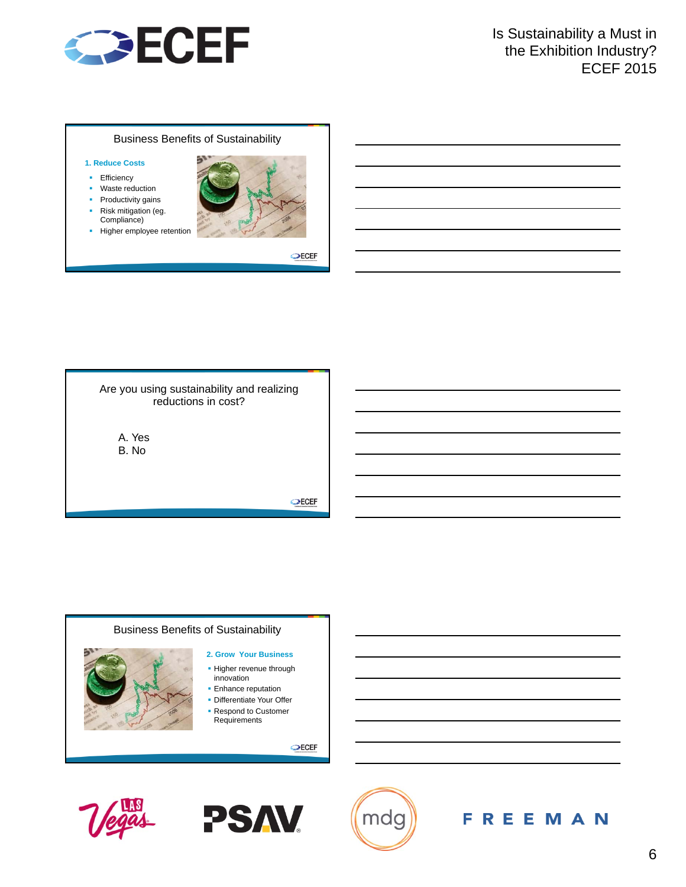## Business Benefits of Sustainability

**1. Reduce Costs**

- Efficiency
- Waste reduction
- Productivity gains
- Risk mitigation (eg. Compliance)
- Higher employee retention

---

Are you using sustainability and realizing reductions in cost?

A. Yes
B. No

---

## Business Benefits of Sustainability

**2. Grow Your Business**

- Higher revenue through innovation
- Enhance reputation
- Differentiate Your Offer
- Respond to Customer Requirements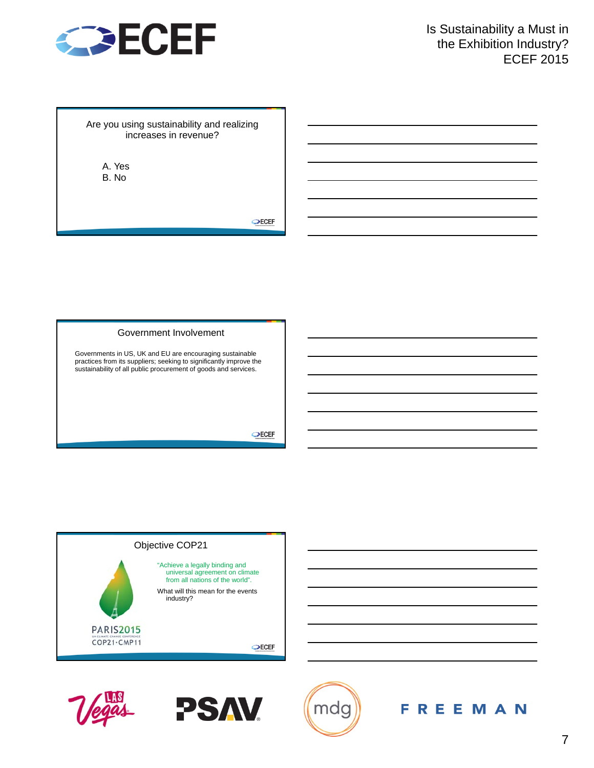## Are you using sustainability and realizing increases in revenue?

A. Yes
B. No

## Government Involvement

Governments in US, UK and EU are encouraging sustainable practices from its suppliers; seeking to significantly improve the sustainability of all public procurement of goods and services.

## Objective COP21

PARIS2015
UN CLIMATE CHANGE CONFERENCE
COP21·CMP11

"Achieve a legally binding and universal agreement on climate from all nations of the world".

What will this mean for the events industry?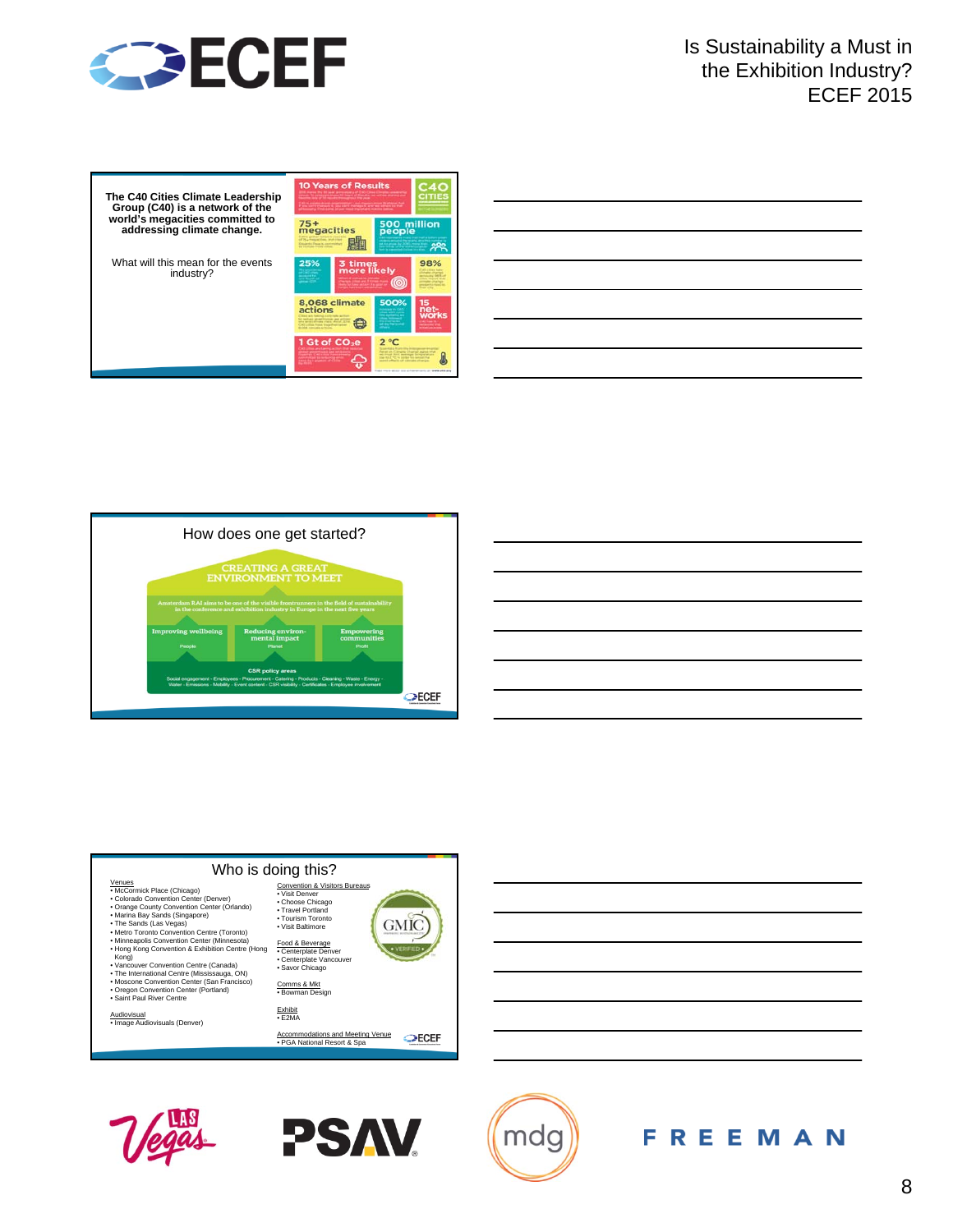## Slide 1

**The C40 Cities Climate Leadership Group (C40) is a network of the world's megacities committed to addressing climate change.**

What will this mean for the events industry?

- 10 Years of Results
- C40 CITIES
- 75+ megacities
- 500 million people
- 25%
- 3 times more likely
- 98%
- 8,068 climate actions
- 500%
- 15 net-works
- 1 Gt of $CO_2e$
- 2 °C

## Slide 2

### How does one get started?

CREATING A GREAT ENVIRONMENT TO MEET

Amsterdam RAI aims to be one of the visible frontrunners in the field of sustainability in the conference and exhibition industry in Europe in the next five years

| Improving wellbeing | Reducing environmental impact | Empowering communities |
|---|---|---|
| People | Planet | Profit |

CSR policy areas

Social engagement - Employees - Procurement - Catering - Products - Cleaning - Waste - Energy - Water - Emissions - Mobility - Event content - CSR visibility - Certificates - Employee involvement

## Slide 3

### Who is doing this?

Venues
- McCormick Place (Chicago)
- Colorado Convention Center (Denver)
- Orange County Convention Center (Orlando)
- Marina Bay Sands (Singapore)
- The Sands (Las Vegas)
- Metro Toronto Convention Centre (Toronto)
- Minneapolis Convention Center (Minnesota)
- Hong Kong Convention & Exhibition Centre (Hong Kong)
- Vancouver Convention Centre (Canada)
- The International Centre (Mississauga, ON)
- Moscone Convention Center (San Francisco)
- Oregon Convention Center (Portland)
- Saint Paul River Centre

Audiovisual
- Image Audiovisuals (Denver)

Convention & Visitors Bureaus
- Visit Denver
- Choose Chicago
- Travel Portland
- Tourism Toronto
- Visit Baltimore

Food & Beverage
- Centerplate Denver
- Centerplate Vancouver
- Savor Chicago

Comms & Mkt
- Bowman Design

Exhibit
- E2MA

Accommodations and Meeting Venue
- PGA National Resort & Spa

GMIC • VERIFIED •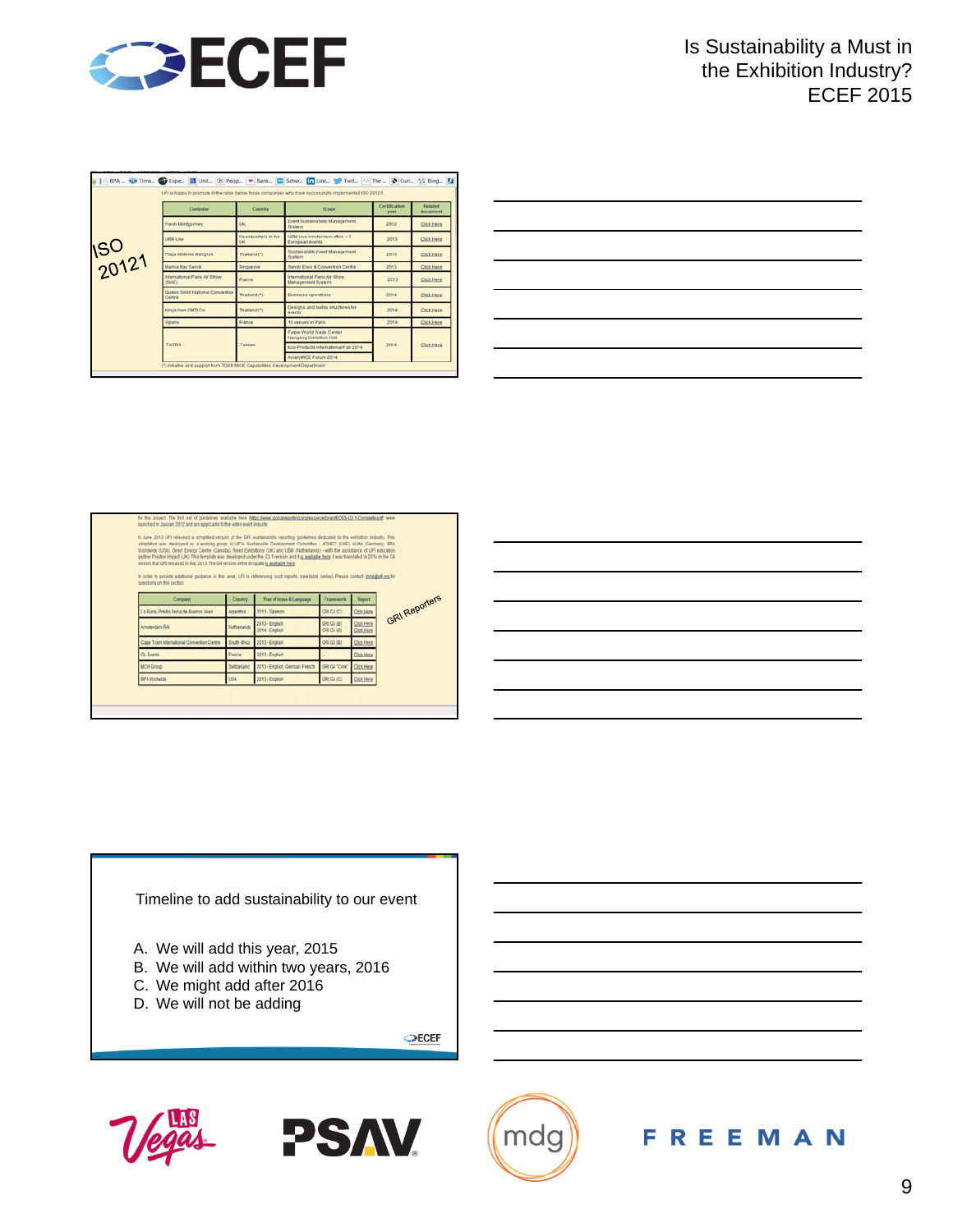UFI is happy to promote in the table below those companies who have successfully implemented ISO 20121

ISO 20121

| Company | Country | Scope | Certification year | Related document |
|---|---|---|---|---|
| Fresh Montgomery | UK | Event Sustainability Management System | 2012 | Click Here |
| UBM Live | Headquarters in the UK | UBM Live Amsterdam office + 5 European events | 2013 | Click Here |
| Plaza Athénée Bangkok | Thailand(*) | Sustainability Event Management System | 2013 | Click Here |
| Marina Bay Sands | Singapore | Sands Expo & Convention Centre | 2013 | Click Here |
| International Paris Air Show (SIAE) | France | International Paris Air Show Management System | 2013 | Click Here |
| Queen Sirikit National Convention Centre | Thailand(*) | Business operations | 2014 | Click Here |
| Kingsmen CMTI Co. | Thailand(*) | Designs and builds structures for events | 2014 | Click Here |
| Viparis | France | 10 venues in Paris | 2014 | Click Here |
| TAITRA | Taiwan | Taipei World Trade Center Nangang Exhibition Hall; Eco-Products International Fair 2014; Asian MICE Forum 2014 | 2014 | Click Here |

(*) initiative and support from TCEB MICE Capabilities Development Department

for this project. The first set of guidelines available here https://www.globalreporting.org/resourcelibrary/EOSS-G3.1-Complete.pdf were launched in January 2012 and are applicable to the entire event industry.

In June 2013 UFI released a simplified version of the GRI sustainability reporting guidelines dedicated to the exhibition industry. This adaptation was developed by a working group of UFI's Sustainable Development Committee - ADNEC (UAE), AUMA (Germany), BPA Worldwide (USA), Direct Energy Centre (Canada), Reed Exhibitions (UK) and UBM (Netherlands) - with the assistance of UFI education partner Positive Impact (UK). This template was developed under the G3.1 version and it is available here. It was translated in 2014 in the G4 version that GRI released in May 2013. The G4 version of the template is available here.

In order to provide additional guidance in this area, UFI is referencing such reports (see table below). Please contact mrs@ufi.org for questions on this section.

GRI Reporters

| Company | Country | Year of Issue & Language | Framework | Report |
|---|---|---|---|---|
| La Rural, Predio Ferial de Buenos Aires | Argentina | 2011 - Spanish | GRI G3 (C) | Click Here |
| Amsterdam RAI | Netherlands | 2013 - English<br>2014 - English | GRI G3 (B)<br>GRI G3 (B) | Click Here<br>Click Here |
| Cape Town International Convention Centre | South Africa | 2013 - English | GRI G3 (B) | Click Here |
| GL Events | France | 2013 - English | - | Click Here |
| MCH Group | Switzerland | 2013 - English, German, French | GRI G4 "Core" | Click Here |
| BPA Worldwide | USA | 2013 - English | GRI G3 (C) | Click Here |

Timeline to add sustainability to our event

A. We will add this year, 2015
B. We will add within two years, 2016
C. We might add after 2016
D. We will not be adding